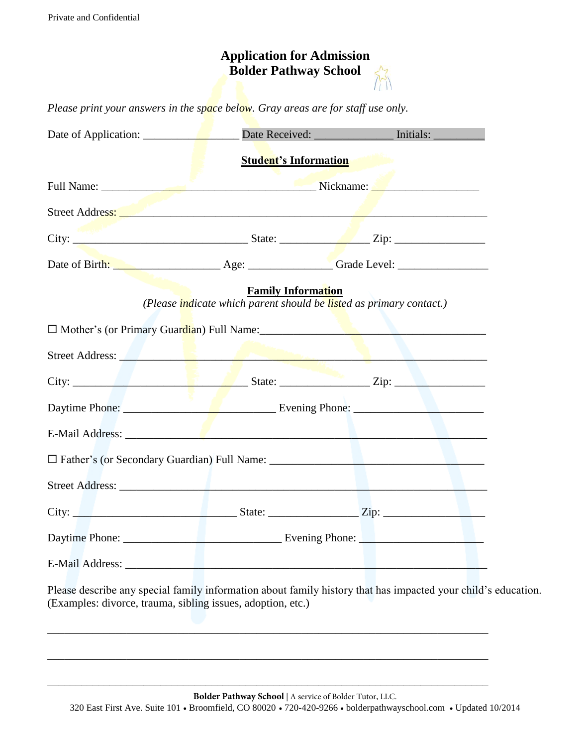Private and Confidential

# Application for Admission
# Bolder Pathway School

*Please print your answers in the space below. Gray areas are for staff use only.*

Date of Application: ________________ Date Received: _____________ Initials: _________

## Student's Information

Full Name: _______________________________________ Nickname: ___________________

Street Address: ___________________________________________________________________

City: ______________________________ State: _______________ Zip: ________________

Date of Birth: ___________________ Age: ______________ Grade Level: ________________

## Family Information

*(Please indicate which parent should be listed as primary contact.)*

☐ Mother's (or Primary Guardian) Full Name:_______________________________________

Street Address: ___________________________________________________________________

City: ______________________________ State: _______________ Zip: ________________

Daytime Phone: ___________________________ Evening Phone: ______________________

E-Mail Address: __________________________________________________________________

☐ Father's (or Secondary Guardian) Full Name: ____________________________________

Street Address: ___________________________________________________________________

City: ____________________________ State: _______________ Zip: __________________

Daytime Phone: ____________________________ Evening Phone: ______________________

E-Mail Address: __________________________________________________________________

Please describe any special family information about family history that has impacted your child's education. (Examples: divorce, trauma, sibling issues, adoption, etc.)

_____________________________________________________________________________

_____________________________________________________________________________

_____________________________________________________________________________

**Bolder Pathway School** | A service of Bolder Tutor, LLC.
320 East First Ave. Suite 101 • Broomfield, CO 80020 • 720-420-9266 • bolderpathwayschool.com • Updated 10/2014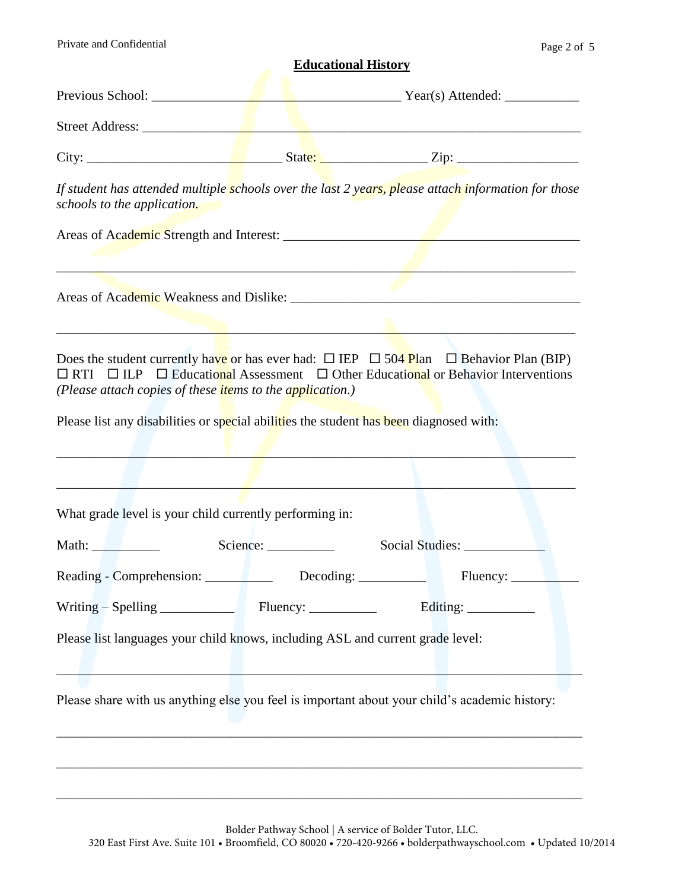## Educational History

Previous School: ______________________________________ Year(s) Attended: ___________

Street Address: ________________________________________________________________

City: ____________________________ State: _______________ Zip: __________________

*If student has attended multiple schools over the last 2 years, please attach information for those schools to the application.*

Areas of Academic Strength and Interest: ____________________________________________

_______________________________________________________________________________

Areas of Academic Weakness and Dislike: ___________________________________________

_______________________________________________________________________________

Does the student currently have or has ever had: ☐ IEP ☐ 504 Plan ☐ Behavior Plan (BIP) ☐ RTI ☐ ILP ☐ Educational Assessment ☐ Other Educational or Behavior Interventions *(Please attach copies of these items to the application.)*

Please list any disabilities or special abilities the student has been diagnosed with:

_______________________________________________________________________________

_______________________________________________________________________________

What grade level is your child currently performing in:

Math: __________ Science: __________ Social Studies: ____________

Reading - Comprehension: __________ Decoding: __________ Fluency: __________

Writing – Spelling ___________ Fluency: __________ Editing: __________

Please list languages your child knows, including ASL and current grade level:

_______________________________________________________________________________

Please share with us anything else you feel is important about your child's academic history:

_______________________________________________________________________________

_______________________________________________________________________________

_______________________________________________________________________________

Bolder Pathway School | A service of Bolder Tutor, LLC.
320 East First Ave. Suite 101 • Broomfield, CO 80020 • 720-420-9266 • bolderpathwayschool.com • Updated 10/2014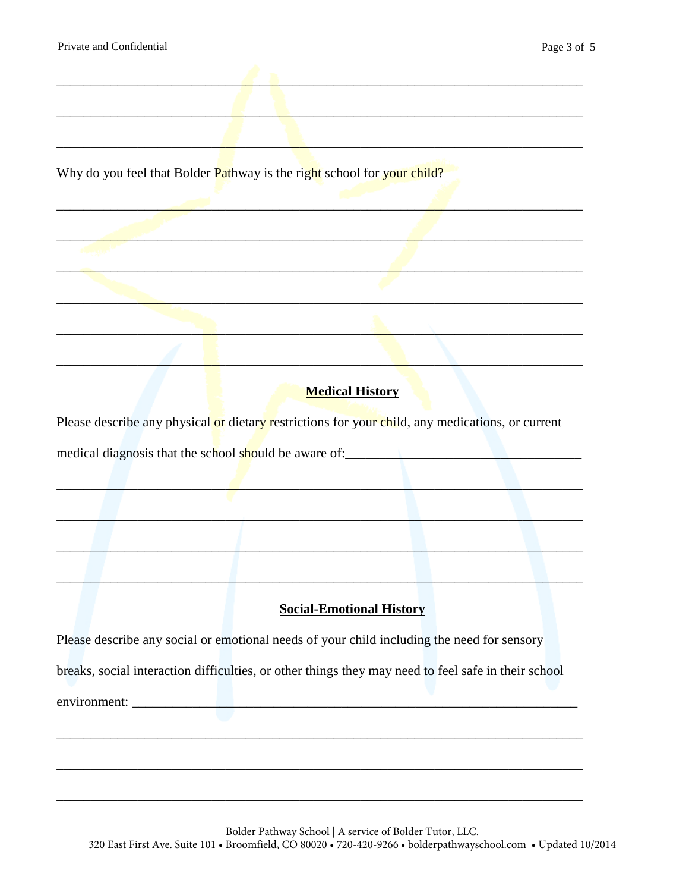\_\_\_\_\_\_\_\_\_\_\_\_\_\_\_\_\_\_\_\_\_\_\_\_\_\_\_\_\_\_\_\_\_\_\_\_\_\_\_\_\_\_\_\_\_\_\_\_\_\_\_\_\_\_\_\_\_\_\_\_\_\_\_\_\_\_\_\_\_\_\_\_

\_\_\_\_\_\_\_\_\_\_\_\_\_\_\_\_\_\_\_\_\_\_\_\_\_\_\_\_\_\_\_\_\_\_\_\_\_\_\_\_\_\_\_\_\_\_\_\_\_\_\_\_\_\_\_\_\_\_\_\_\_\_\_\_\_\_\_\_\_\_\_\_

\_\_\_\_\_\_\_\_\_\_\_\_\_\_\_\_\_\_\_\_\_\_\_\_\_\_\_\_\_\_\_\_\_\_\_\_\_\_\_\_\_\_\_\_\_\_\_\_\_\_\_\_\_\_\_\_\_\_\_\_\_\_\_\_\_\_\_\_\_\_\_\_

Why do you feel that Bolder Pathway is the right school for your child?

\_\_\_\_\_\_\_\_\_\_\_\_\_\_\_\_\_\_\_\_\_\_\_\_\_\_\_\_\_\_\_\_\_\_\_\_\_\_\_\_\_\_\_\_\_\_\_\_\_\_\_\_\_\_\_\_\_\_\_\_\_\_\_\_\_\_\_\_\_\_\_\_

\_\_\_\_\_\_\_\_\_\_\_\_\_\_\_\_\_\_\_\_\_\_\_\_\_\_\_\_\_\_\_\_\_\_\_\_\_\_\_\_\_\_\_\_\_\_\_\_\_\_\_\_\_\_\_\_\_\_\_\_\_\_\_\_\_\_\_\_\_\_\_\_

\_\_\_\_\_\_\_\_\_\_\_\_\_\_\_\_\_\_\_\_\_\_\_\_\_\_\_\_\_\_\_\_\_\_\_\_\_\_\_\_\_\_\_\_\_\_\_\_\_\_\_\_\_\_\_\_\_\_\_\_\_\_\_\_\_\_\_\_\_\_\_\_

\_\_\_\_\_\_\_\_\_\_\_\_\_\_\_\_\_\_\_\_\_\_\_\_\_\_\_\_\_\_\_\_\_\_\_\_\_\_\_\_\_\_\_\_\_\_\_\_\_\_\_\_\_\_\_\_\_\_\_\_\_\_\_\_\_\_\_\_\_\_\_\_

\_\_\_\_\_\_\_\_\_\_\_\_\_\_\_\_\_\_\_\_\_\_\_\_\_\_\_\_\_\_\_\_\_\_\_\_\_\_\_\_\_\_\_\_\_\_\_\_\_\_\_\_\_\_\_\_\_\_\_\_\_\_\_\_\_\_\_\_\_\_\_\_

\_\_\_\_\_\_\_\_\_\_\_\_\_\_\_\_\_\_\_\_\_\_\_\_\_\_\_\_\_\_\_\_\_\_\_\_\_\_\_\_\_\_\_\_\_\_\_\_\_\_\_\_\_\_\_\_\_\_\_\_\_\_\_\_\_\_\_\_\_\_\_\_

## Medical History

Please describe any physical or dietary restrictions for your child, any medications, or current medical diagnosis that the school should be aware of:\_\_\_\_\_\_\_\_\_\_\_\_\_\_\_\_\_\_\_\_\_\_\_\_\_\_\_\_\_\_\_\_\_\_

\_\_\_\_\_\_\_\_\_\_\_\_\_\_\_\_\_\_\_\_\_\_\_\_\_\_\_\_\_\_\_\_\_\_\_\_\_\_\_\_\_\_\_\_\_\_\_\_\_\_\_\_\_\_\_\_\_\_\_\_\_\_\_\_\_\_\_\_\_\_\_\_

\_\_\_\_\_\_\_\_\_\_\_\_\_\_\_\_\_\_\_\_\_\_\_\_\_\_\_\_\_\_\_\_\_\_\_\_\_\_\_\_\_\_\_\_\_\_\_\_\_\_\_\_\_\_\_\_\_\_\_\_\_\_\_\_\_\_\_\_\_\_\_\_

\_\_\_\_\_\_\_\_\_\_\_\_\_\_\_\_\_\_\_\_\_\_\_\_\_\_\_\_\_\_\_\_\_\_\_\_\_\_\_\_\_\_\_\_\_\_\_\_\_\_\_\_\_\_\_\_\_\_\_\_\_\_\_\_\_\_\_\_\_\_\_\_

\_\_\_\_\_\_\_\_\_\_\_\_\_\_\_\_\_\_\_\_\_\_\_\_\_\_\_\_\_\_\_\_\_\_\_\_\_\_\_\_\_\_\_\_\_\_\_\_\_\_\_\_\_\_\_\_\_\_\_\_\_\_\_\_\_\_\_\_\_\_\_\_

## Social-Emotional History

Please describe any social or emotional needs of your child including the need for sensory breaks, social interaction difficulties, or other things they may need to feel safe in their school environment: \_\_\_\_\_\_\_\_\_\_\_\_\_\_\_\_\_\_\_\_\_\_\_\_\_\_\_\_\_\_\_\_\_\_\_\_\_\_\_\_\_\_\_\_\_\_\_\_\_\_\_\_\_\_\_\_\_\_\_\_\_\_\_\_

\_\_\_\_\_\_\_\_\_\_\_\_\_\_\_\_\_\_\_\_\_\_\_\_\_\_\_\_\_\_\_\_\_\_\_\_\_\_\_\_\_\_\_\_\_\_\_\_\_\_\_\_\_\_\_\_\_\_\_\_\_\_\_\_\_\_\_\_\_\_\_\_

\_\_\_\_\_\_\_\_\_\_\_\_\_\_\_\_\_\_\_\_\_\_\_\_\_\_\_\_\_\_\_\_\_\_\_\_\_\_\_\_\_\_\_\_\_\_\_\_\_\_\_\_\_\_\_\_\_\_\_\_\_\_\_\_\_\_\_\_\_\_\_\_

\_\_\_\_\_\_\_\_\_\_\_\_\_\_\_\_\_\_\_\_\_\_\_\_\_\_\_\_\_\_\_\_\_\_\_\_\_\_\_\_\_\_\_\_\_\_\_\_\_\_\_\_\_\_\_\_\_\_\_\_\_\_\_\_\_\_\_\_\_\_\_\_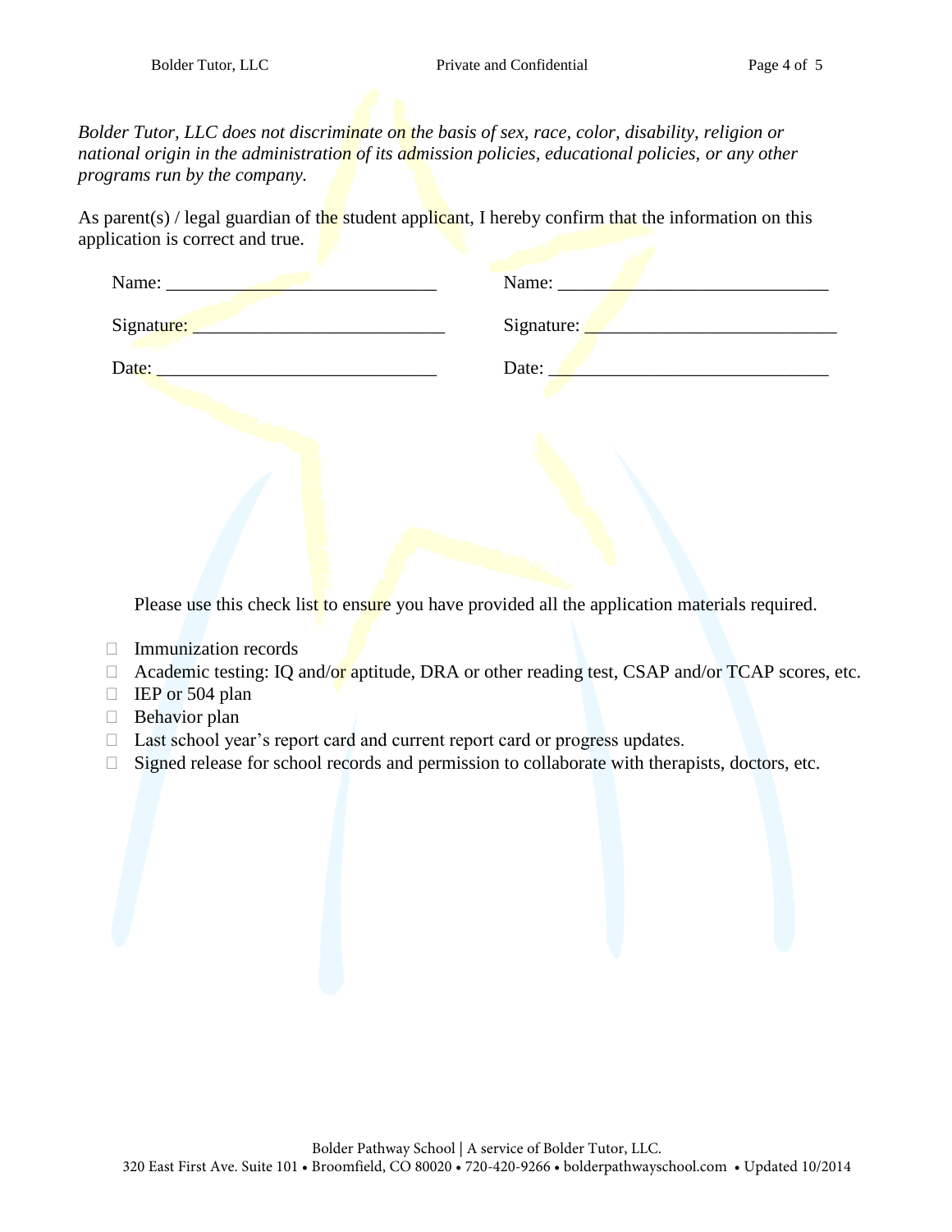*Bolder Tutor, LLC does not discriminate on the basis of sex, race, color, disability, religion or national origin in the administration of its admission policies, educational policies, or any other programs run by the company.*

As parent(s) / legal guardian of the student applicant, I hereby confirm that the information on this application is correct and true.

Name: ____________________________

Signature: __________________________

Date: _____________________________

Name: ____________________________

Signature: __________________________

Date: _____________________________

Please use this check list to ensure you have provided all the application materials required.

- ☐ Immunization records
- ☐ Academic testing: IQ and/or aptitude, DRA or other reading test, CSAP and/or TCAP scores, etc.
- ☐ IEP or 504 plan
- ☐ Behavior plan
- ☐ Last school year's report card and current report card or progress updates.
- ☐ Signed release for school records and permission to collaborate with therapists, doctors, etc.

Bolder Pathway School | A service of Bolder Tutor, LLC.
320 East First Ave. Suite 101 • Broomfield, CO 80020 • 720-420-9266 • bolderpathwayschool.com • Updated 10/2014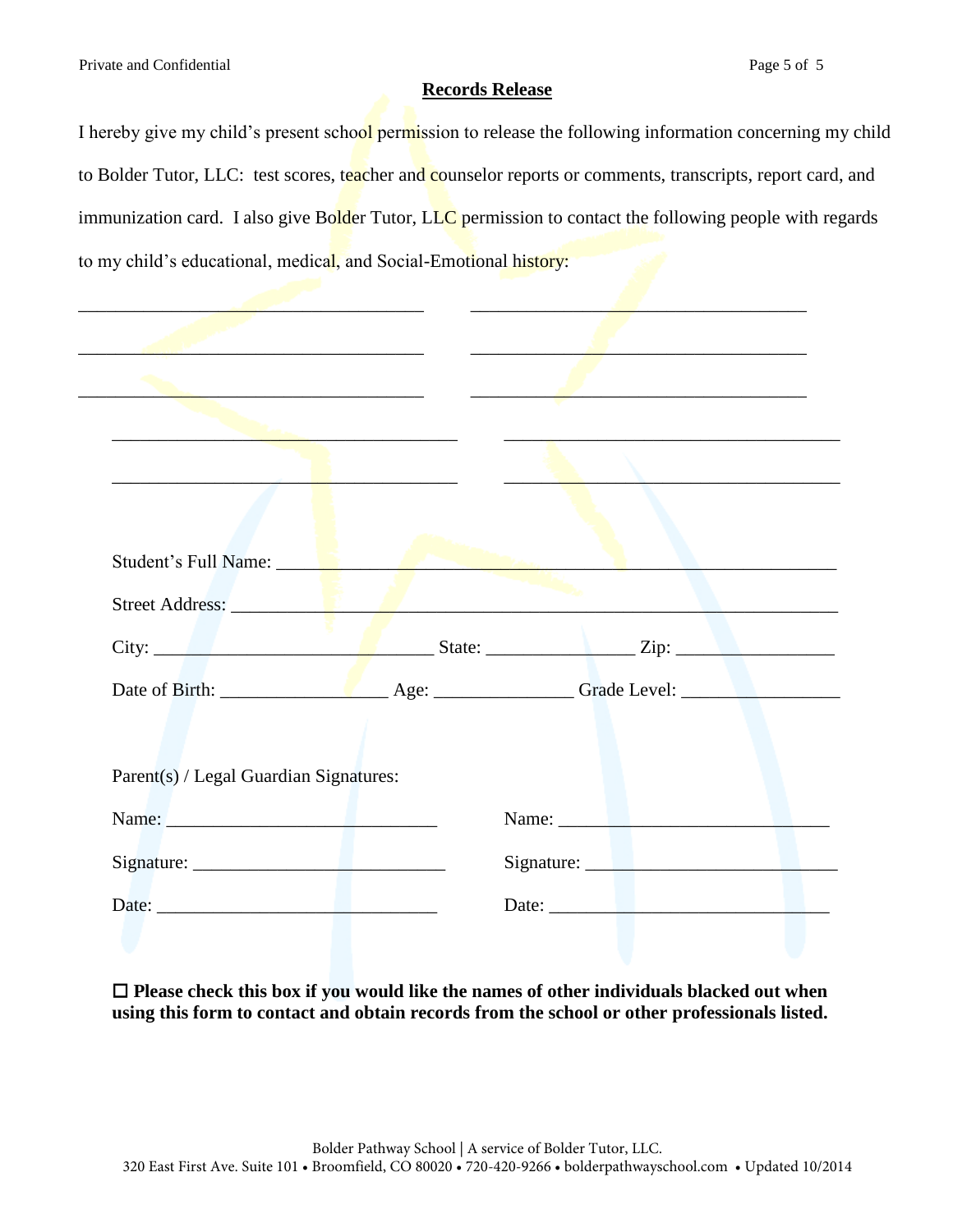## Records Release

I hereby give my child's present school permission to release the following information concerning my child to Bolder Tutor, LLC: test scores, teacher and counselor reports or comments, transcripts, report card, and immunization card. I also give Bolder Tutor, LLC permission to contact the following people with regards to my child's educational, medical, and Social-Emotional history:

___________________________________ ___________________________________

___________________________________ ___________________________________

___________________________________ ___________________________________

___________________________________ ___________________________________

___________________________________ ___________________________________

Student's Full Name: _______________________________________________________

Street Address: ___________________________________________________________

City: ____________________________ State: _______________ Zip: ________________

Date of Birth: _________________ Age: ______________ Grade Level: ________________

Parent(s) / Legal Guardian Signatures:

Name: ____________________________ Name: ____________________________

Signature: __________________________ Signature: __________________________

Date: _____________________________ Date: _____________________________

**☐ Please check this box if you would like the names of other individuals blacked out when using this form to contact and obtain records from the school or other professionals listed.**

Bolder Pathway School | A service of Bolder Tutor, LLC.
320 East First Ave. Suite 101 • Broomfield, CO 80020 • 720-420-9266 • bolderpathwayschool.com • Updated 10/2014